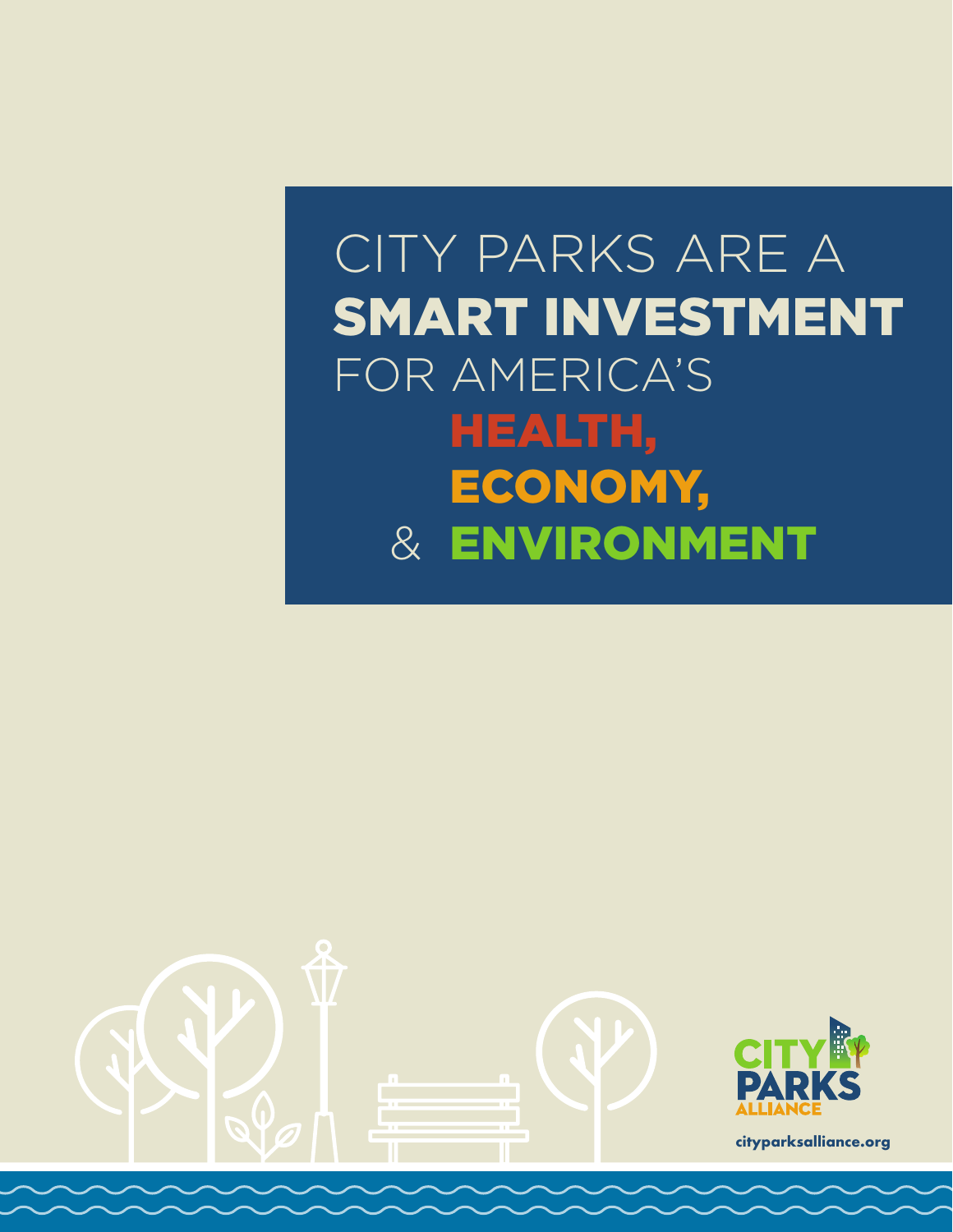# CITY PARKS ARE A SMART INVESTMENT FOR AMERICA'S HEALTH, ECONOMY, & ENVIRONMENT

CITY PARKS ALLIANCE

cityparksalliance.org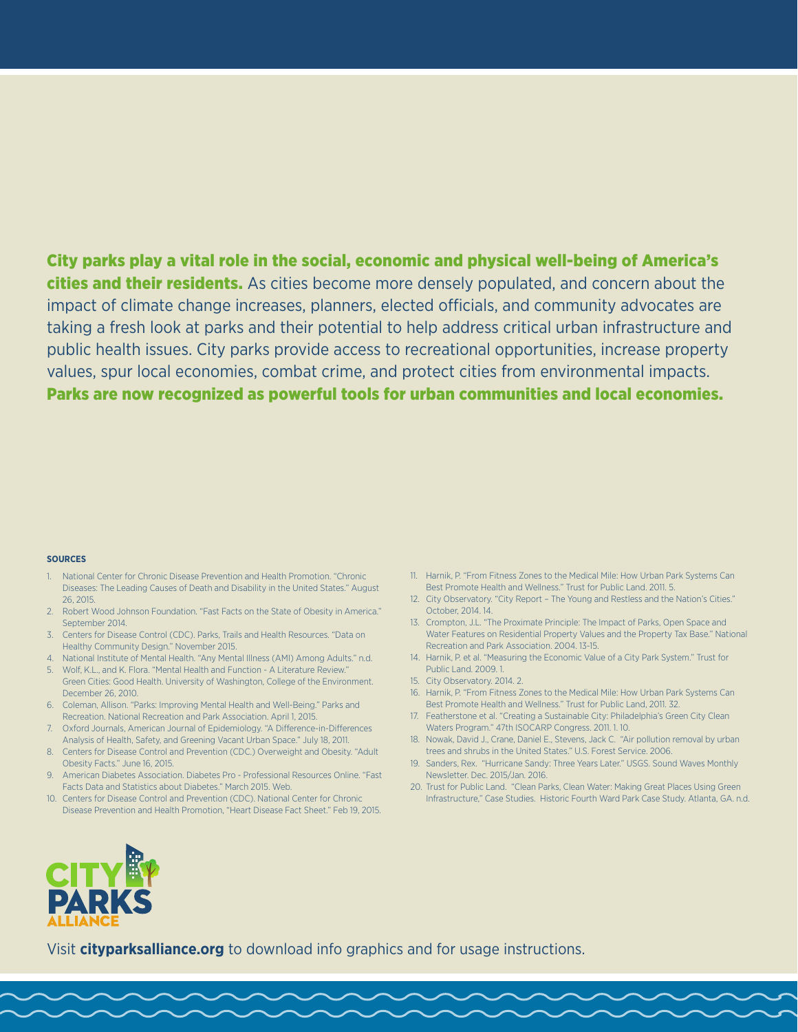**City parks play a vital role in the social, economic and physical well-being of America's cities and their residents.** As cities become more densely populated, and concern about the impact of climate change increases, planners, elected officials, and community advocates are taking a fresh look at parks and their potential to help address critical urban infrastructure and public health issues. City parks provide access to recreational opportunities, increase property values, spur local economies, combat crime, and protect cities from environmental impacts. **Parks are now recognized as powerful tools for urban communities and local economies.**

**SOURCES**

1. National Center for Chronic Disease Prevention and Health Promotion. "Chronic Diseases: The Leading Causes of Death and Disability in the United States." August 26, 2015.
2. Robert Wood Johnson Foundation. "Fast Facts on the State of Obesity in America." September 2014.
3. Centers for Disease Control (CDC). Parks, Trails and Health Resources. "Data on Healthy Community Design." November 2015.
4. National Institute of Mental Health. "Any Mental Illness (AMI) Among Adults." n.d.
5. Wolf, K.L., and K. Flora. "Mental Health and Function - A Literature Review." Green Cities: Good Health. University of Washington, College of the Environment. December 26, 2010.
6. Coleman, Allison. "Parks: Improving Mental Health and Well-Being." Parks and Recreation. National Recreation and Park Association. April 1, 2015.
7. Oxford Journals, American Journal of Epidemiology. "A Difference-in-Differences Analysis of Health, Safety, and Greening Vacant Urban Space." July 18, 2011.
8. Centers for Disease Control and Prevention (CDC.) Overweight and Obesity. "Adult Obesity Facts." June 16, 2015.
9. American Diabetes Association. Diabetes Pro - Professional Resources Online. "Fast Facts Data and Statistics about Diabetes." March 2015. Web.
10. Centers for Disease Control and Prevention (CDC). National Center for Chronic Disease Prevention and Health Promotion, "Heart Disease Fact Sheet." Feb 19, 2015.
11. Harnik, P. "From Fitness Zones to the Medical Mile: How Urban Park Systems Can Best Promote Health and Wellness." Trust for Public Land. 2011. 5.
12. City Observatory. "City Report – The Young and Restless and the Nation's Cities." October, 2014. 14.
13. Crompton, J.L. "The Proximate Principle: The Impact of Parks, Open Space and Water Features on Residential Property Values and the Property Tax Base." National Recreation and Park Association. 2004. 13-15.
14. Harnik, P. et al. "Measuring the Economic Value of a City Park System." Trust for Public Land. 2009. 1.
15. City Observatory. 2014. 2.
16. Harnik, P. "From Fitness Zones to the Medical Mile: How Urban Park Systems Can Best Promote Health and Wellness." Trust for Public Land, 2011. 32.
17. Featherstone et al. "Creating a Sustainable City: Philadelphia's Green City Clean Waters Program." 47th ISOCARP Congress. 2011. 1. 10.
18. Nowak, David J., Crane, Daniel E., Stevens, Jack C. "Air pollution removal by urban trees and shrubs in the United States." U.S. Forest Service. 2006.
19. Sanders, Rex. "Hurricane Sandy: Three Years Later." USGS. Sound Waves Monthly Newsletter. Dec. 2015/Jan. 2016.
20. Trust for Public Land. "Clean Parks, Clean Water: Making Great Places Using Green Infrastructure," Case Studies. Historic Fourth Ward Park Case Study. Atlanta, GA. n.d.

CITY PARKS ALLIANCE

Visit **cityparksalliance.org** to download info graphics and for usage instructions.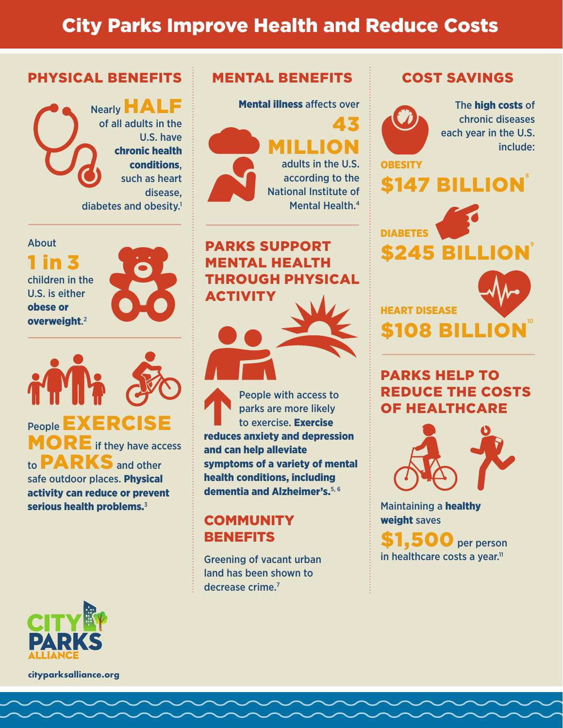# City Parks Improve Health and Reduce Costs

## PHYSICAL BENEFITS

Nearly **HALF** of all adults in the U.S. have **chronic health conditions**, such as heart disease, diabetes and obesity.[1]

About **1 in 3** children in the U.S. is either **obese or overweight**.[2]

People **EXERCISE MORE** if they have access to **PARKS** and other safe outdoor places. **Physical activity can reduce or prevent serious health problems.**[3]

## MENTAL BENEFITS

**Mental illness** affects over **43 MILLION** adults in the U.S. according to the National Institute of Mental Health.[4]

## PARKS SUPPORT MENTAL HEALTH THROUGH PHYSICAL ACTIVITY

People with access to parks are more likely to exercise. **Exercise reduces anxiety and depression and can help alleviate symptoms of a variety of mental health conditions, including dementia and Alzheimer's.**[5, 6]

## COMMUNITY BENEFITS

Greening of vacant urban land has been shown to decrease crime.[7]

## COST SAVINGS

The **high costs** of chronic diseases each year in the U.S. include:

**OBESITY**
**$147 BILLION**[8]

**DIABETES**
**$245 BILLION**[9]

**HEART DISEASE**
**$108 BILLION**[10]

## PARKS HELP TO REDUCE THE COSTS OF HEALTHCARE

Maintaining a **healthy weight** saves **$1,500** per person in healthcare costs a year.[11]

CITY PARKS ALLIANCE

cityparksalliance.org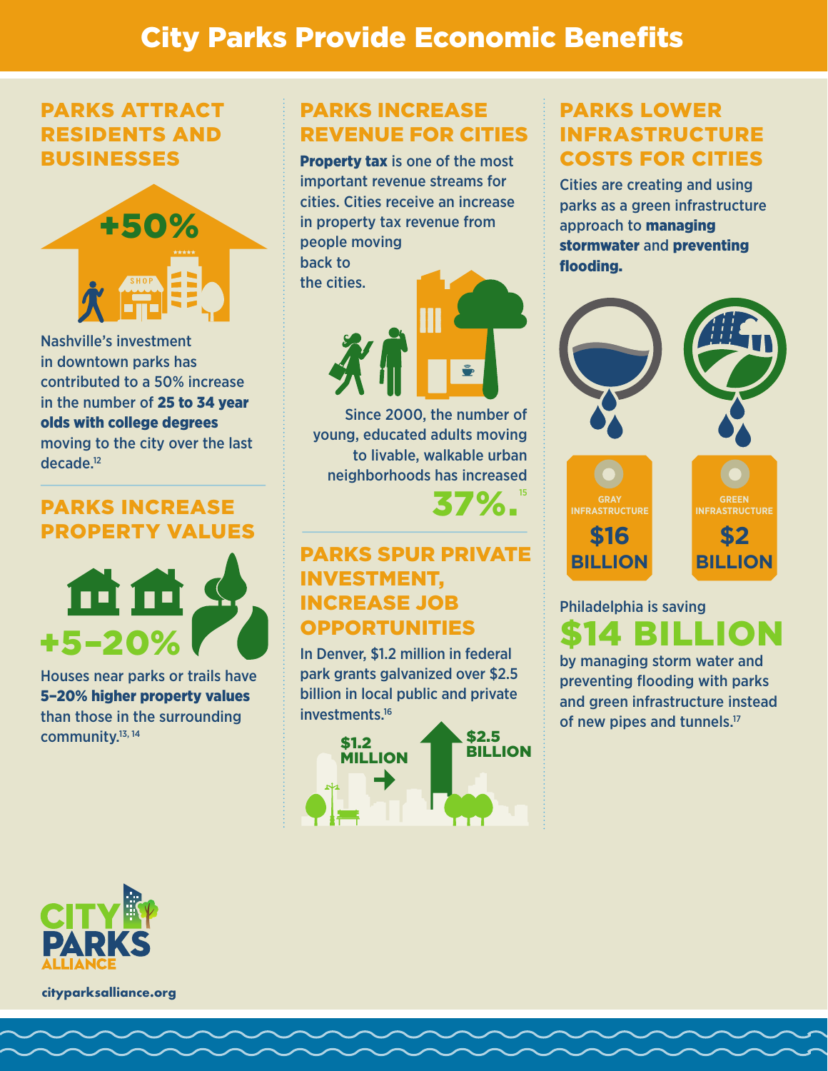# City Parks Provide Economic Benefits

## PARKS ATTRACT RESIDENTS AND BUSINESSES

+50%

Nashville's investment in downtown parks has contributed to a 50% increase in the number of **25 to 34 year olds with college degrees** moving to the city over the last decade.[12]

## PARKS INCREASE PROPERTY VALUES

+5–20%

Houses near parks or trails have **5–20% higher property values** than those in the surrounding community.[13, 14]

## PARKS INCREASE REVENUE FOR CITIES

**Property tax** is one of the most important revenue streams for cities. Cities receive an increase in property tax revenue from people moving back to the cities.

Since 2000, the number of young, educated adults moving to livable, walkable urban neighborhoods has increased **37%.**[15]

## PARKS SPUR PRIVATE INVESTMENT, INCREASE JOB OPPORTUNITIES

In Denver, $1.2 million in federal park grants galvanized over $2.5 billion in local public and private investments.[16]

$1.2 MILLION → $2.5 BILLION

## PARKS LOWER INFRASTRUCTURE COSTS FOR CITIES

Cities are creating and using parks as a green infrastructure approach to **managing stormwater** and **preventing flooding.**

| GRAY INFRASTRUCTURE | GREEN INFRASTRUCTURE |
| --- | --- |
| $16 BILLION | $2 BILLION |

Philadelphia is saving **$14 BILLION** by managing storm water and preventing flooding with parks and green infrastructure instead of new pipes and tunnels.[17]

CITY PARKS ALLIANCE

cityparksalliance.org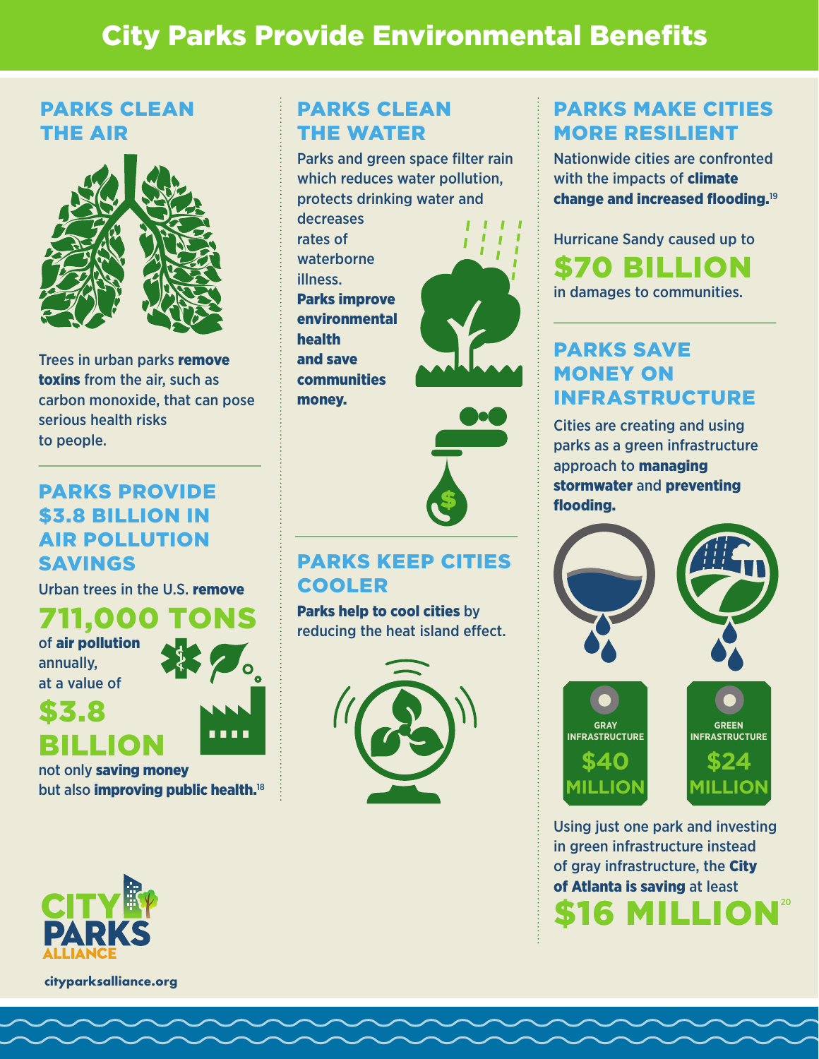# City Parks Provide Environmental Benefits

## PARKS CLEAN THE AIR

Trees in urban parks **remove toxins** from the air, such as carbon monoxide, that can pose serious health risks to people.

## PARKS PROVIDE $3.8 BILLION IN AIR POLLUTION SAVINGS

Urban trees in the U.S. **remove**

**711,000 TONS**

of **air pollution** annually, at a value of

**$3.8 BILLION**

not only **saving money** but also **improving public health.**[18]

## PARKS CLEAN THE WATER

Parks and green space filter rain which reduces water pollution, protects drinking water and decreases rates of waterborne illness. **Parks improve environmental health and save communities money.**

## PARKS KEEP CITIES COOLER

**Parks help to cool cities** by reducing the heat island effect.

## PARKS MAKE CITIES MORE RESILIENT

Nationwide cities are confronted with the impacts of **climate change and increased flooding.**[19]

Hurricane Sandy caused up to

**$70 BILLION**

in damages to communities.

## PARKS SAVE MONEY ON INFRASTRUCTURE

Cities are creating and using parks as a green infrastructure approach to **managing stormwater** and **preventing flooding.**

| GRAY INFRASTRUCTURE | GREEN INFRASTRUCTURE |
| --- | --- |
| $40 MILLION | $24 MILLION |

Using just one park and investing in green infrastructure instead of gray infrastructure, the **City of Atlanta is saving** at least

**$16 MILLION**[20]

CITY PARKS ALLIANCE

cityparksalliance.org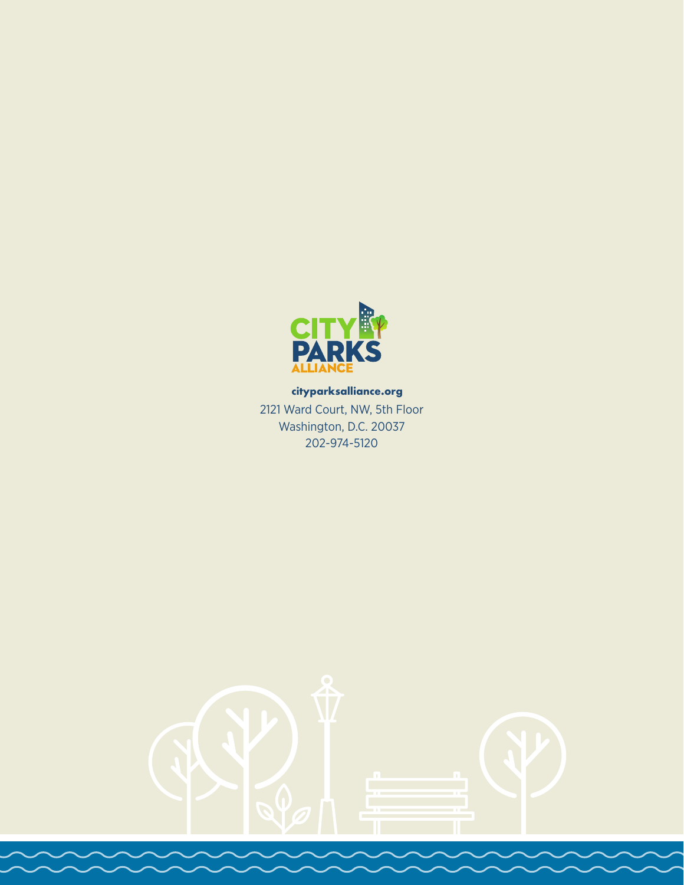CITY PARKS ALLIANCE

**cityparksalliance.org**

2121 Ward Court, NW, 5th Floor
Washington, D.C. 20037
202-974-5120